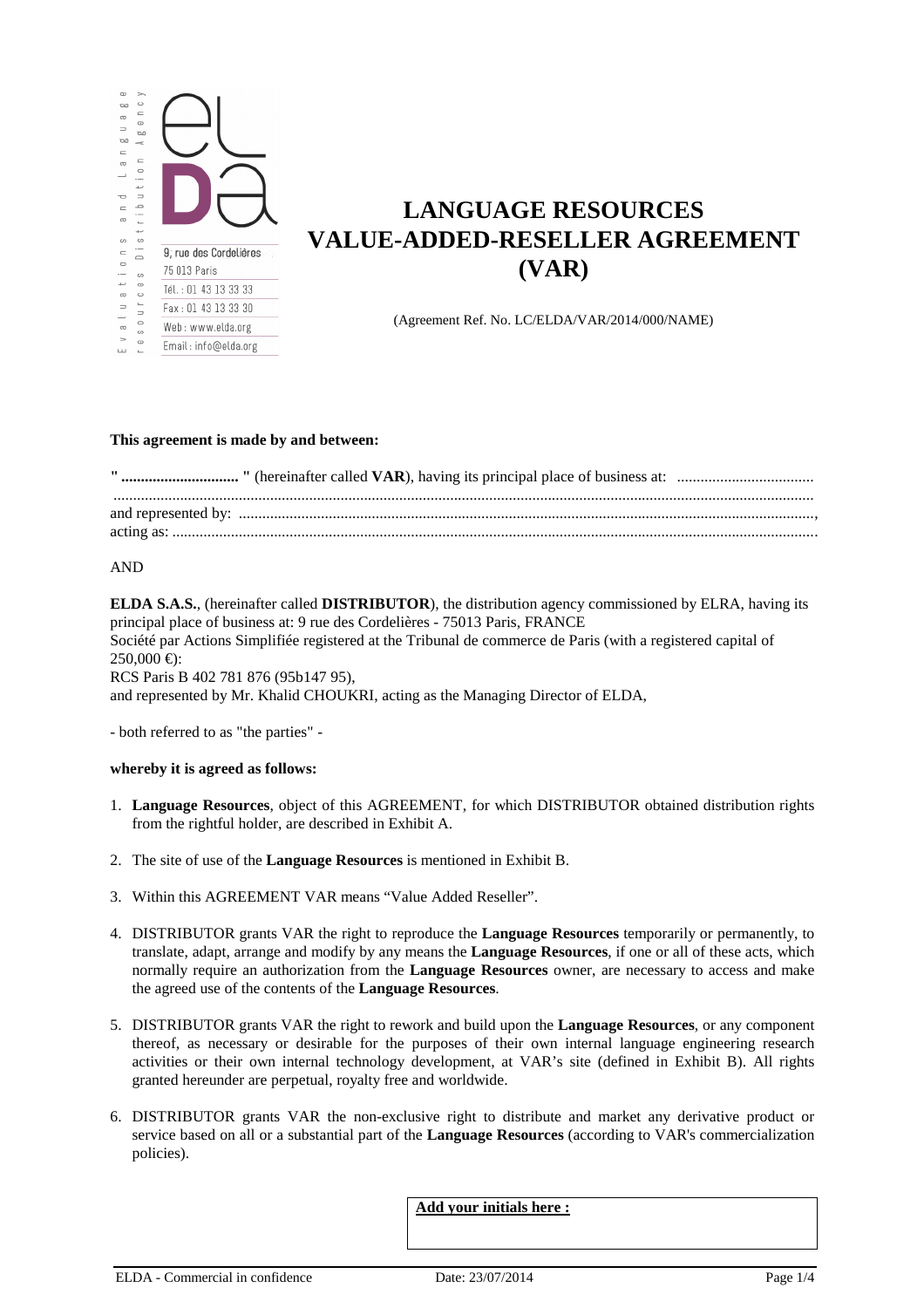Evaluations and Language resources Distribution Agency

9, rue des Cordelières
75 013 Paris
Tél. : 01 43 13 33 33
Fax : 01 43 13 33 30
Web : www.elda.org
Email : info@elda.org

# LANGUAGE RESOURCES VALUE-ADDED-RESELLER AGREEMENT (VAR)

(Agreement Ref. No. LC/ELDA/VAR/2014/000/NAME)

**This agreement is made by and between:**

**" ............................ "** (hereinafter called **VAR**), having its principal place of business at: ..................................
...................................................................................................................................................................
and represented by: .................................................................................................................................,
acting as: ...................................................................................................................................................

AND

**ELDA S.A.S.**, (hereinafter called **DISTRIBUTOR**), the distribution agency commissioned by ELRA, having its principal place of business at: 9 rue des Cordelières - 75013 Paris, FRANCE
Société par Actions Simplifiée registered at the Tribunal de commerce de Paris (with a registered capital of 250,000 €):
RCS Paris B 402 781 876 (95b147 95),
and represented by Mr. Khalid CHOUKRI, acting as the Managing Director of ELDA,

- both referred to as "the parties" -

**whereby it is agreed as follows:**

1. **Language Resources**, object of this AGREEMENT, for which DISTRIBUTOR obtained distribution rights from the rightful holder, are described in Exhibit A.

2. The site of use of the **Language Resources** is mentioned in Exhibit B.

3. Within this AGREEMENT VAR means "Value Added Reseller".

4. DISTRIBUTOR grants VAR the right to reproduce the **Language Resources** temporarily or permanently, to translate, adapt, arrange and modify by any means the **Language Resources**, if one or all of these acts, which normally require an authorization from the **Language Resources** owner, are necessary to access and make the agreed use of the contents of the **Language Resources**.

5. DISTRIBUTOR grants VAR the right to rework and build upon the **Language Resources**, or any component thereof, as necessary or desirable for the purposes of their own internal language engineering research activities or their own internal technology development, at VAR's site (defined in Exhibit B). All rights granted hereunder are perpetual, royalty free and worldwide.

6. DISTRIBUTOR grants VAR the non-exclusive right to distribute and market any derivative product or service based on all or a substantial part of the **Language Resources** (according to VAR's commercialization policies).

**Add your initials here :**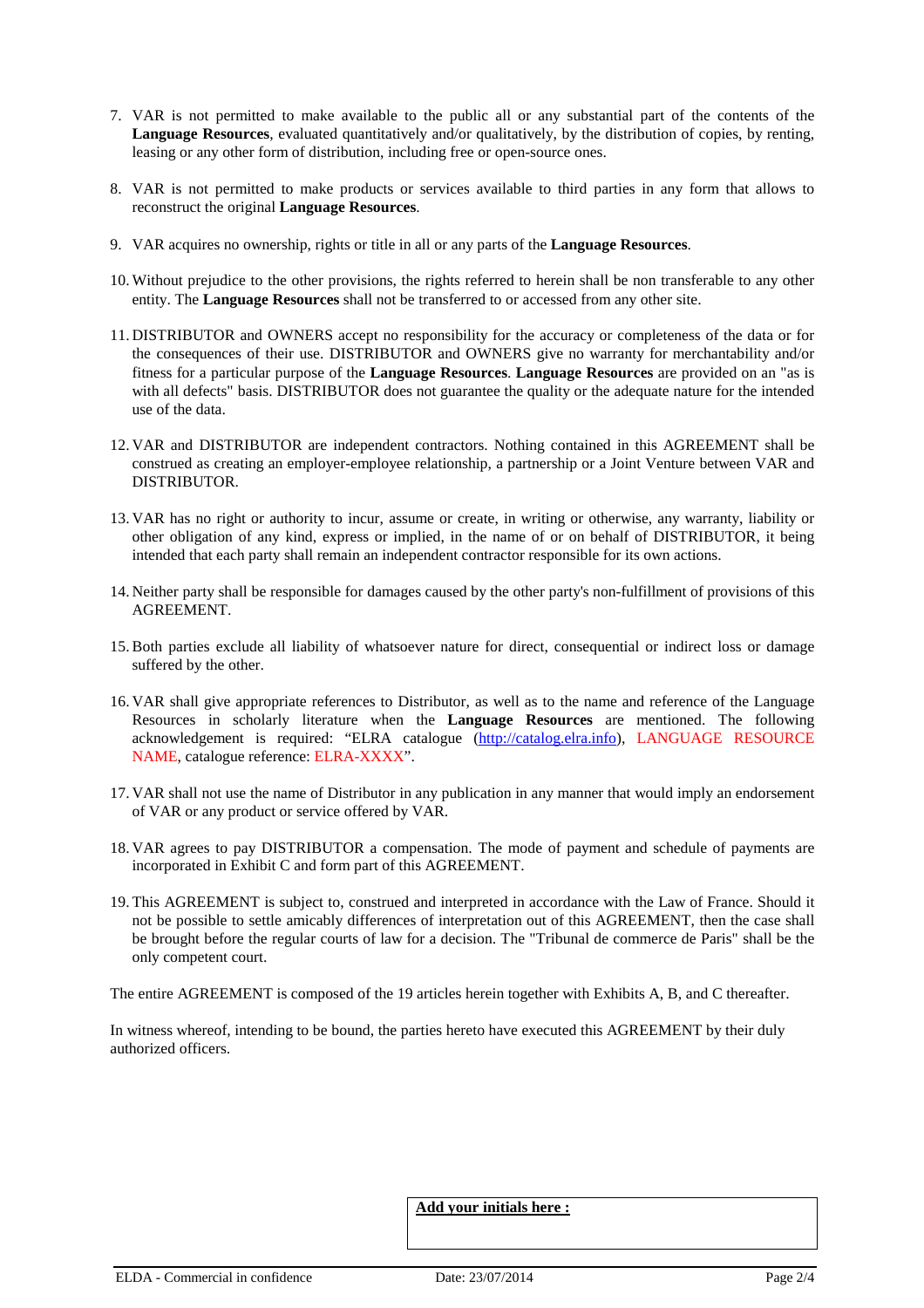7. VAR is not permitted to make available to the public all or any substantial part of the contents of the **Language Resources**, evaluated quantitatively and/or qualitatively, by the distribution of copies, by renting, leasing or any other form of distribution, including free or open-source ones.

8. VAR is not permitted to make products or services available to third parties in any form that allows to reconstruct the original **Language Resources**.

9. VAR acquires no ownership, rights or title in all or any parts of the **Language Resources**.

10. Without prejudice to the other provisions, the rights referred to herein shall be non transferable to any other entity. The **Language Resources** shall not be transferred to or accessed from any other site.

11. DISTRIBUTOR and OWNERS accept no responsibility for the accuracy or completeness of the data or for the consequences of their use. DISTRIBUTOR and OWNERS give no warranty for merchantability and/or fitness for a particular purpose of the **Language Resources**. **Language Resources** are provided on an "as is with all defects" basis. DISTRIBUTOR does not guarantee the quality or the adequate nature for the intended use of the data.

12. VAR and DISTRIBUTOR are independent contractors. Nothing contained in this AGREEMENT shall be construed as creating an employer-employee relationship, a partnership or a Joint Venture between VAR and DISTRIBUTOR.

13. VAR has no right or authority to incur, assume or create, in writing or otherwise, any warranty, liability or other obligation of any kind, express or implied, in the name of or on behalf of DISTRIBUTOR, it being intended that each party shall remain an independent contractor responsible for its own actions.

14. Neither party shall be responsible for damages caused by the other party's non-fulfillment of provisions of this AGREEMENT.

15. Both parties exclude all liability of whatsoever nature for direct, consequential or indirect loss or damage suffered by the other.

16. VAR shall give appropriate references to Distributor, as well as to the name and reference of the Language Resources in scholarly literature when the **Language Resources** are mentioned. The following acknowledgement is required: "ELRA catalogue (http://catalog.elra.info), LANGUAGE RESOURCE NAME, catalogue reference: ELRA-XXXX".

17. VAR shall not use the name of Distributor in any publication in any manner that would imply an endorsement of VAR or any product or service offered by VAR.

18. VAR agrees to pay DISTRIBUTOR a compensation. The mode of payment and schedule of payments are incorporated in Exhibit C and form part of this AGREEMENT.

19. This AGREEMENT is subject to, construed and interpreted in accordance with the Law of France. Should it not be possible to settle amicably differences of interpretation out of this AGREEMENT, then the case shall be brought before the regular courts of law for a decision. The "Tribunal de commerce de Paris" shall be the only competent court.

The entire AGREEMENT is composed of the 19 articles herein together with Exhibits A, B, and C thereafter.

In witness whereof, intending to be bound, the parties hereto have executed this AGREEMENT by their duly authorized officers.

**Add your initials here :**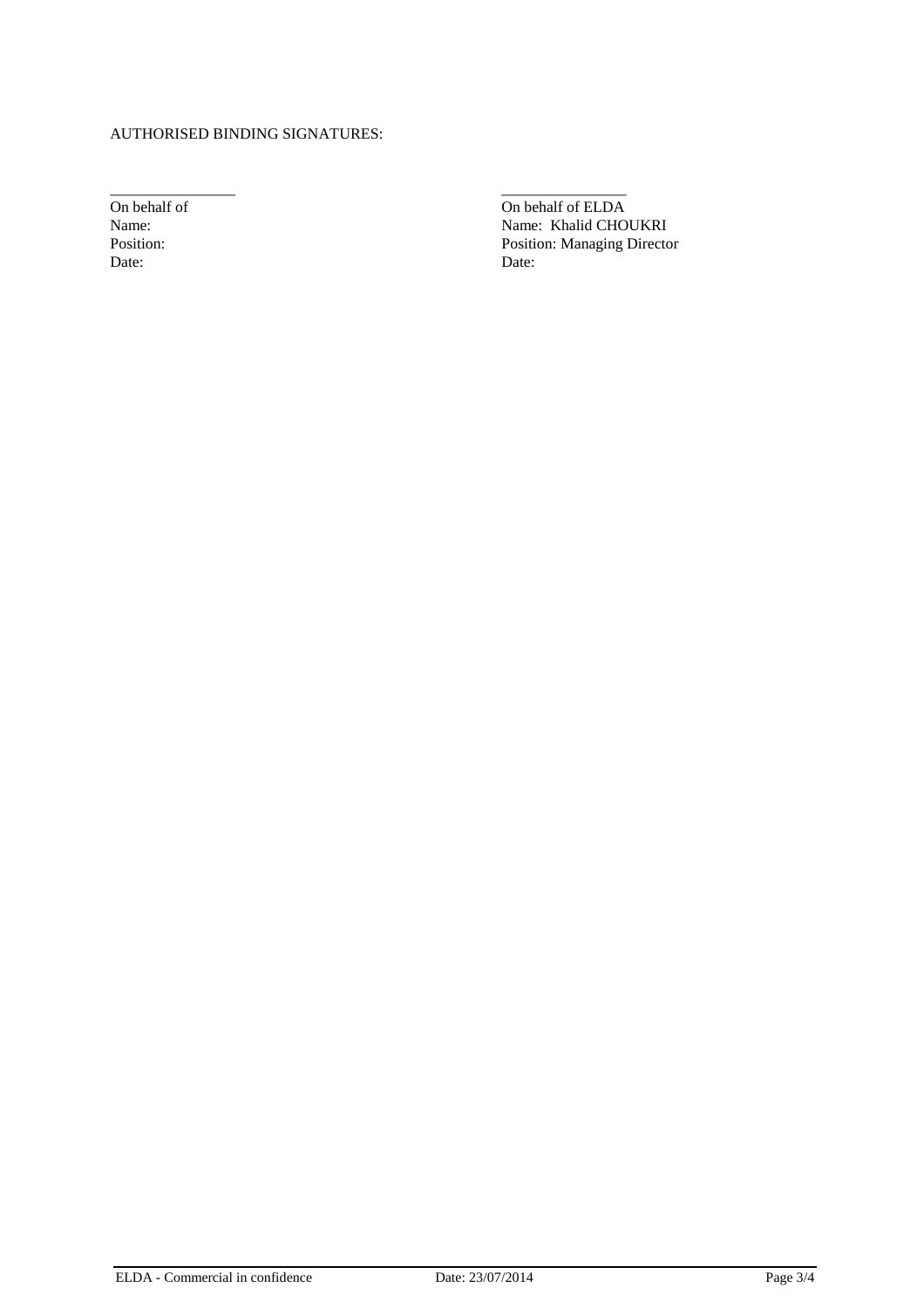AUTHORISED BINDING SIGNATURES:

| ________________ | ________________ |
|---|---|
| On behalf of | On behalf of ELDA |
| Name: | Name: Khalid CHOUKRI |
| Position: | Position: Managing Director |
| Date: | Date: |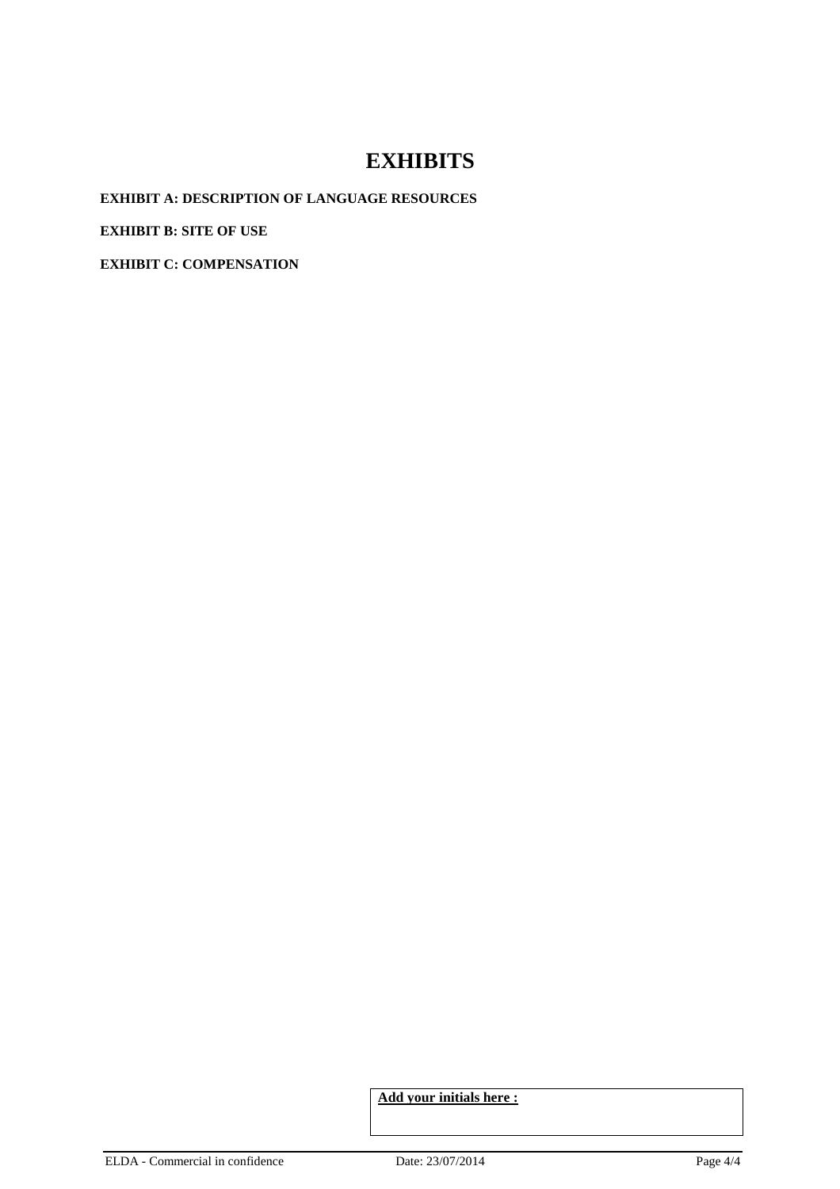# EXHIBITS

**EXHIBIT A: DESCRIPTION OF LANGUAGE RESOURCES**

**EXHIBIT B: SITE OF USE**

**EXHIBIT C: COMPENSATION**

**Add your initials here :**